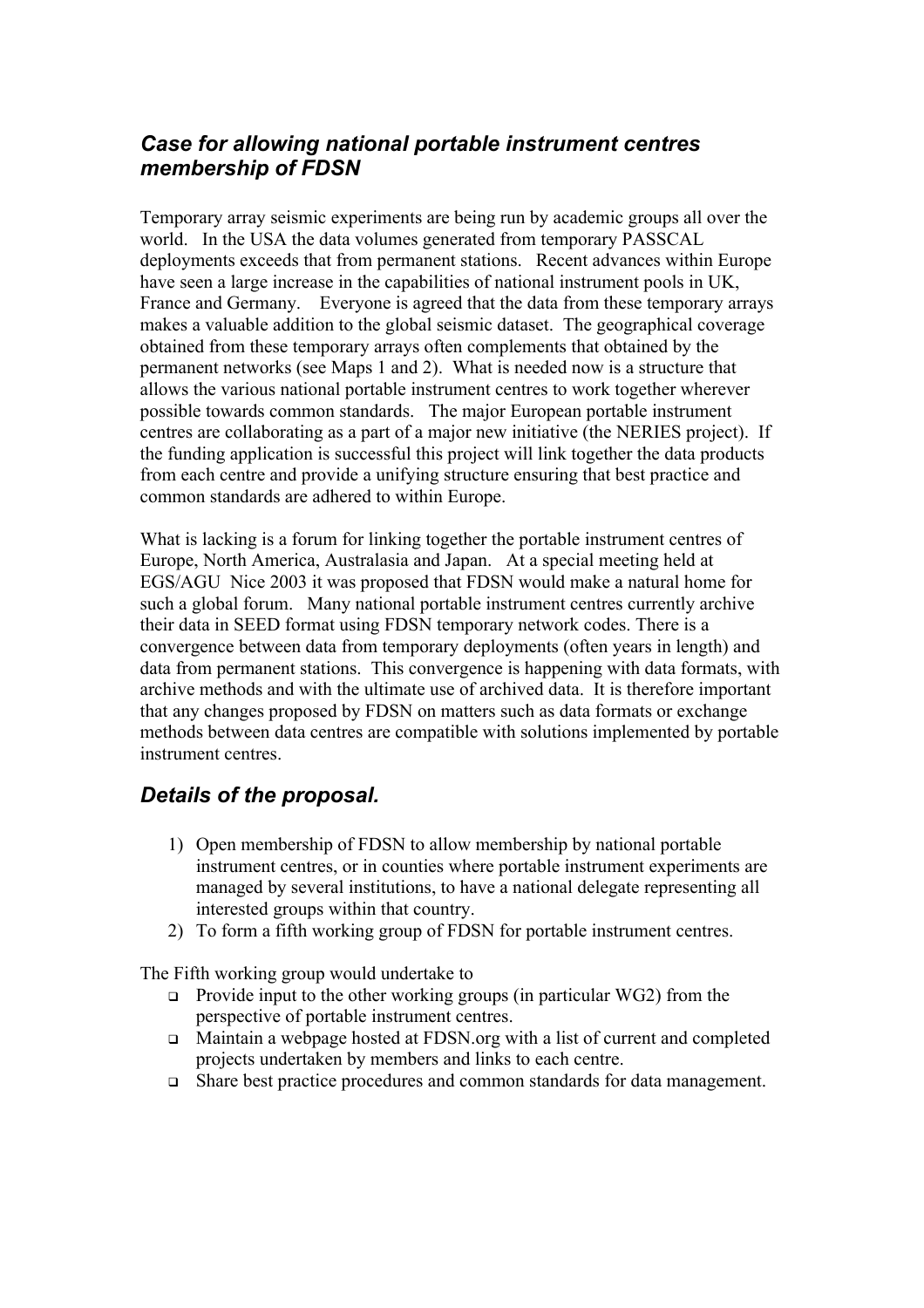## *Case for allowing national portable instrument centres membership of FDSN*

Temporary array seismic experiments are being run by academic groups all over the world. In the USA the data volumes generated from temporary PASSCAL deployments exceeds that from permanent stations. Recent advances within Europe have seen a large increase in the capabilities of national instrument pools in UK, France and Germany. Everyone is agreed that the data from these temporary arrays makes a valuable addition to the global seismic dataset. The geographical coverage obtained from these temporary arrays often complements that obtained by the permanent networks (see Maps 1 and 2). What is needed now is a structure that allows the various national portable instrument centres to work together wherever possible towards common standards. The major European portable instrument centres are collaborating as a part of a major new initiative (the NERIES project). If the funding application is successful this project will link together the data products from each centre and provide a unifying structure ensuring that best practice and common standards are adhered to within Europe.

What is lacking is a forum for linking together the portable instrument centres of Europe, North America, Australasia and Japan. At a special meeting held at EGS/AGU Nice 2003 it was proposed that FDSN would make a natural home for such a global forum. Many national portable instrument centres currently archive their data in SEED format using FDSN temporary network codes. There is a convergence between data from temporary deployments (often years in length) and data from permanent stations. This convergence is happening with data formats, with archive methods and with the ultimate use of archived data. It is therefore important that any changes proposed by FDSN on matters such as data formats or exchange methods between data centres are compatible with solutions implemented by portable instrument centres.

## *Details of the proposal.*

1) Open membership of FDSN to allow membership by national portable instrument centres, or in counties where portable instrument experiments are managed by several institutions, to have a national delegate representing all interested groups within that country.
2) To form a fifth working group of FDSN for portable instrument centres.

The Fifth working group would undertake to

- Provide input to the other working groups (in particular WG2) from the perspective of portable instrument centres.
- Maintain a webpage hosted at FDSN.org with a list of current and completed projects undertaken by members and links to each centre.
- Share best practice procedures and common standards for data management.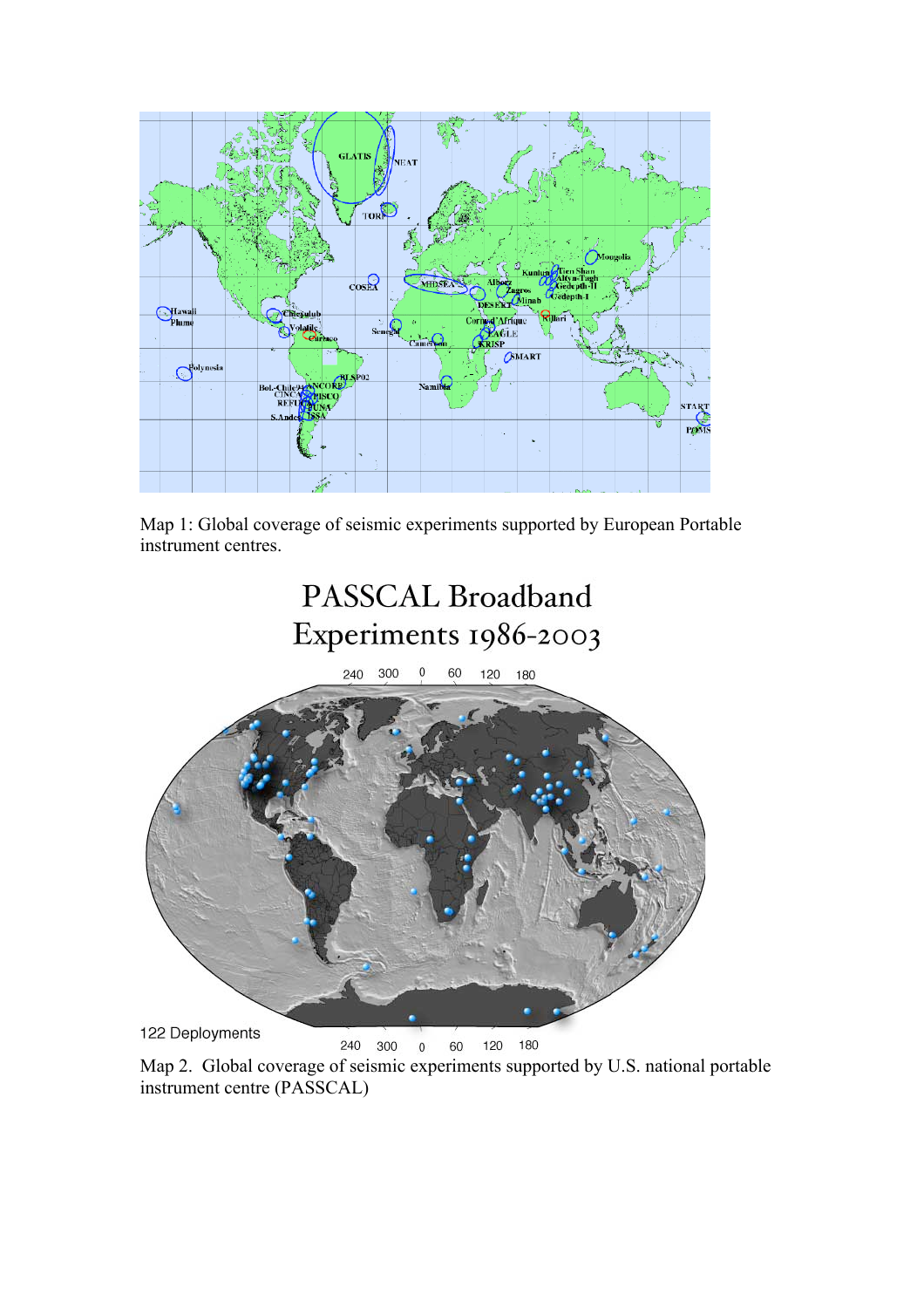Map 1: Global coverage of seismic experiments supported by European Portable instrument centres.

PASSCAL Broadband Experiments 1986-2003

240 300 0 60 120 180

122 Deployments

240 300 0 60 120 180

Map 2. Global coverage of seismic experiments supported by U.S. national portable instrument centre (PASSCAL)